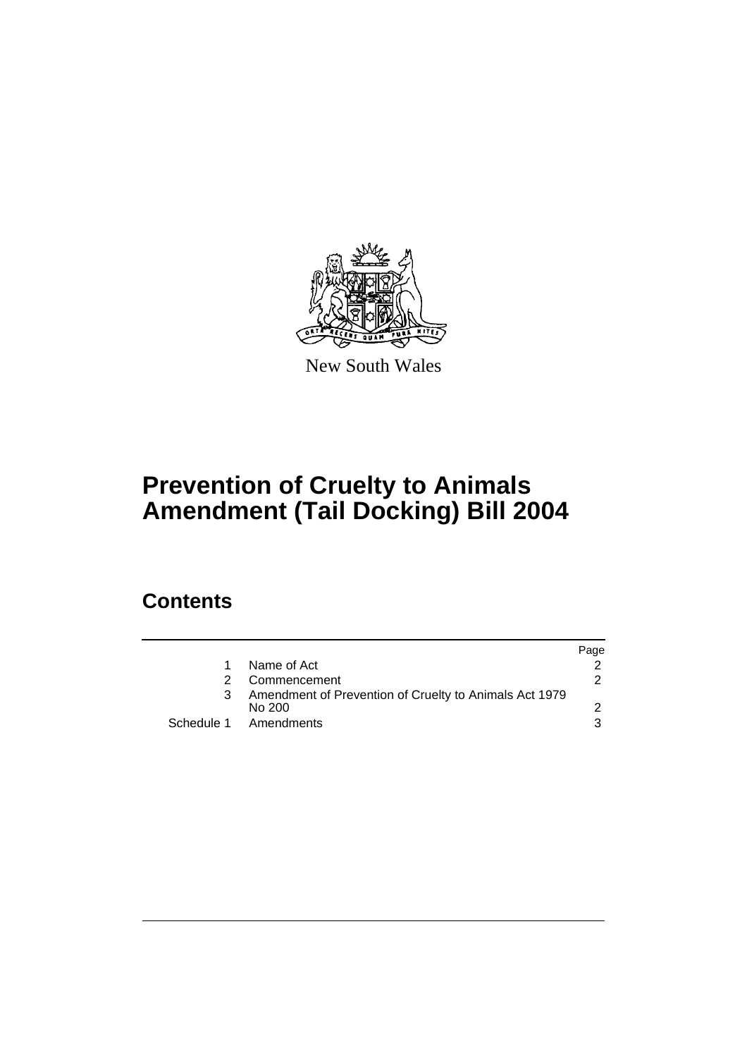New South Wales

# Prevention of Cruelty to Animals Amendment (Tail Docking) Bill 2004

## Contents

| | | Page |
|---|---|---|
| 1 | Name of Act | 2 |
| 2 | Commencement | 2 |
| 3 | Amendment of Prevention of Cruelty to Animals Act 1979 No 200 | 2 |
| Schedule 1 | Amendments | 3 |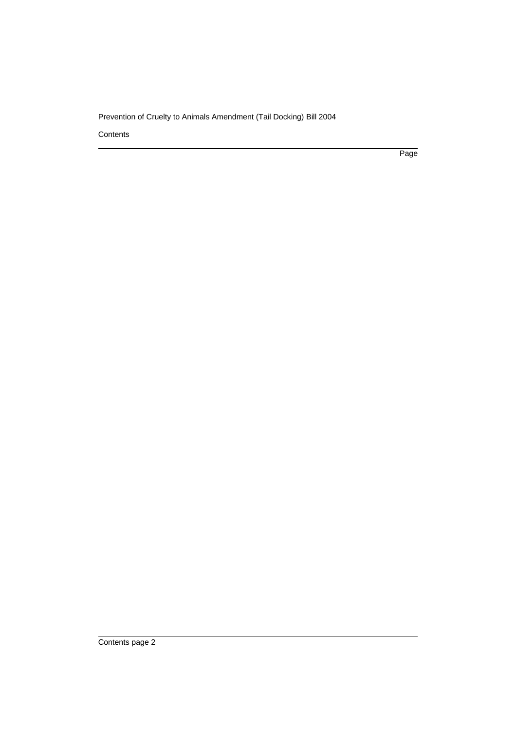Contents

Page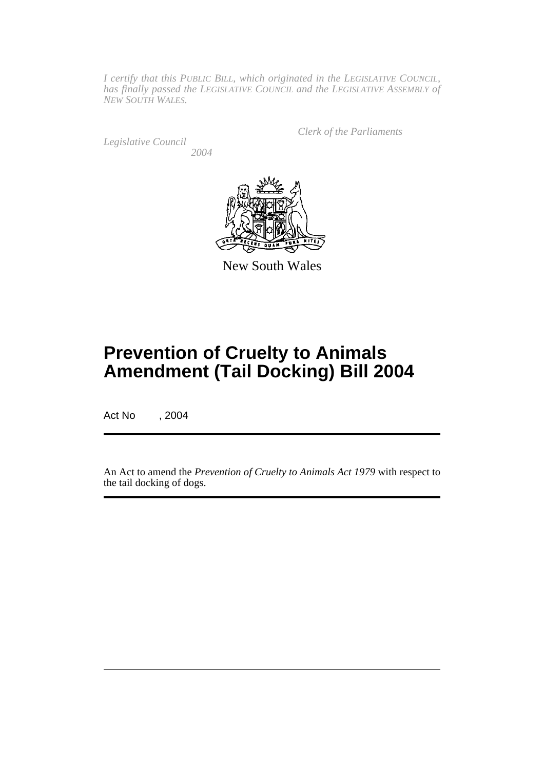*I certify that this PUBLIC BILL, which originated in the LEGISLATIVE COUNCIL, has finally passed the LEGISLATIVE COUNCIL and the LEGISLATIVE ASSEMBLY of NEW SOUTH WALES.*

*Clerk of the Parliaments*

*Legislative Council*

*2004*

New South Wales

# Prevention of Cruelty to Animals Amendment (Tail Docking) Bill 2004

Act No , 2004

An Act to amend the *Prevention of Cruelty to Animals Act 1979* with respect to the tail docking of dogs.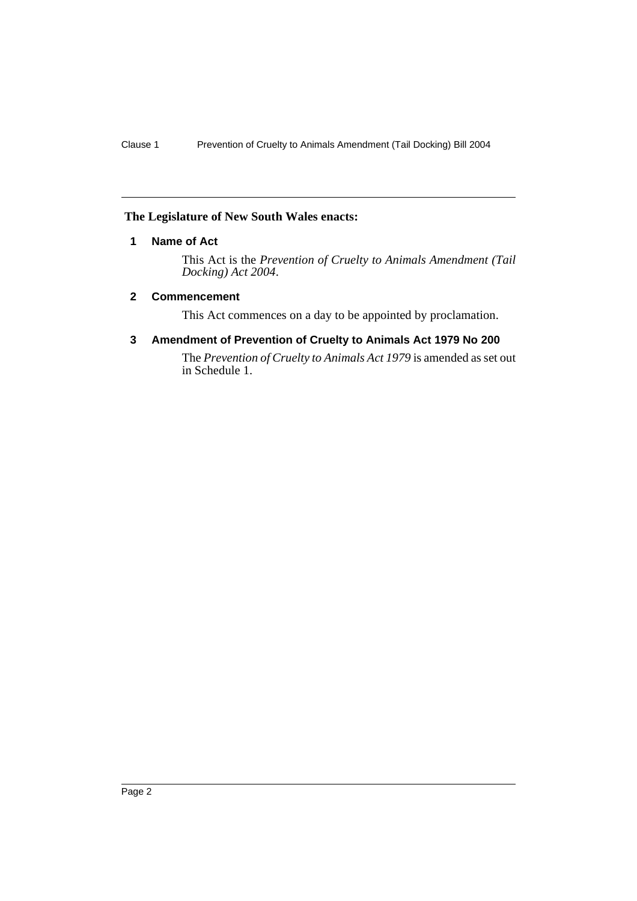**The Legislature of New South Wales enacts:**

## 1 Name of Act

This Act is the *Prevention of Cruelty to Animals Amendment (Tail Docking) Act 2004*.

## 2 Commencement

This Act commences on a day to be appointed by proclamation.

## 3 Amendment of Prevention of Cruelty to Animals Act 1979 No 200

The *Prevention of Cruelty to Animals Act 1979* is amended as set out in Schedule 1.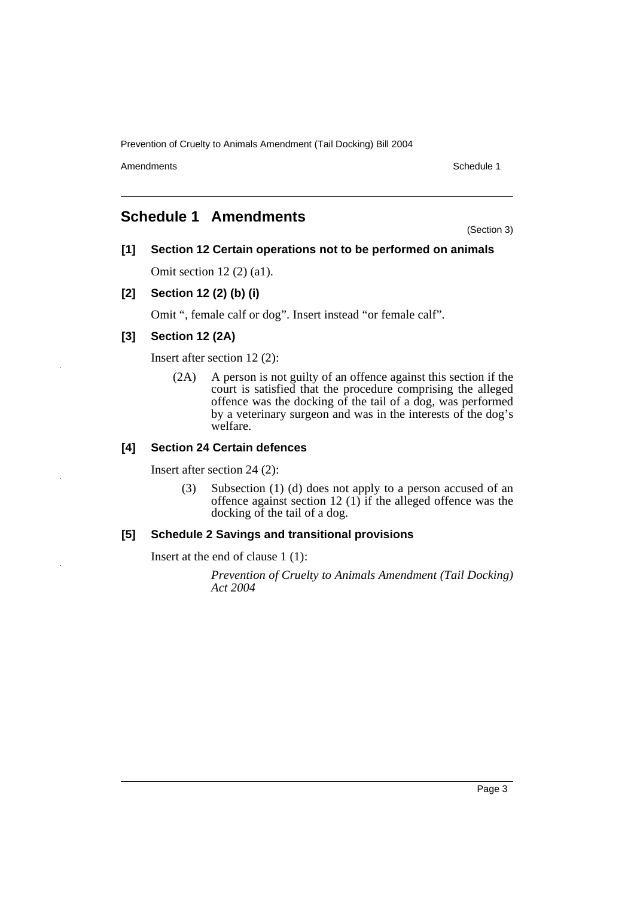# Schedule 1 Amendments

(Section 3)

### [1] Section 12 Certain operations not to be performed on animals

Omit section 12 (2) (a1).

### [2] Section 12 (2) (b) (i)

Omit ", female calf or dog". Insert instead "or female calf".

### [3] Section 12 (2A)

Insert after section 12 (2):

> (2A) A person is not guilty of an offence against this section if the court is satisfied that the procedure comprising the alleged offence was the docking of the tail of a dog, was performed by a veterinary surgeon and was in the interests of the dog's welfare.

### [4] Section 24 Certain defences

Insert after section 24 (2):

> (3) Subsection (1) (d) does not apply to a person accused of an offence against section 12 (1) if the alleged offence was the docking of the tail of a dog.

### [5] Schedule 2 Savings and transitional provisions

Insert at the end of clause 1 (1):

> *Prevention of Cruelty to Animals Amendment (Tail Docking) Act 2004*